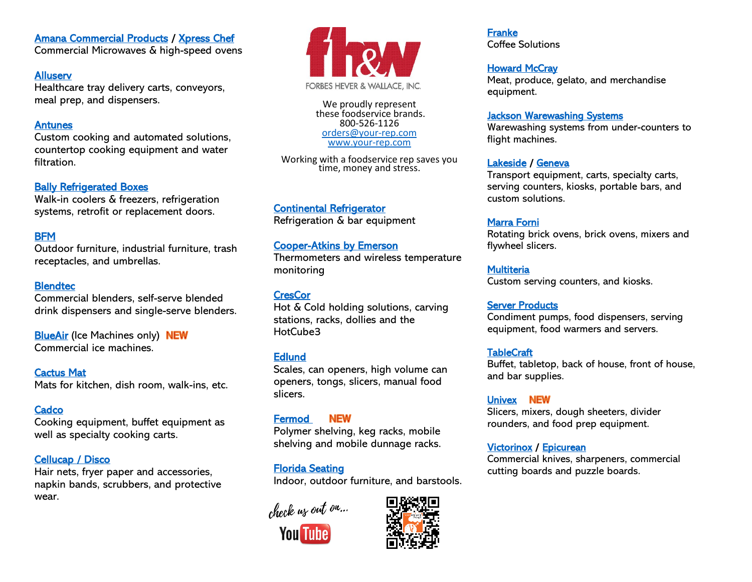FORBES HEVER & WALLACE, INC.

We proudly represent these foodservice brands.
800-526-1126
orders@your-rep.com
www.your-rep.com

Working with a foodservice rep saves you time, money and stress.

**Amana Commercial Products** / **Xpress Chef**
Commercial Microwaves & high-speed ovens

**Alluserv**
Healthcare tray delivery carts, conveyors, meal prep, and dispensers.

**Antunes**
Custom cooking and automated solutions, countertop cooking equipment and water filtration.

**Bally Refrigerated Boxes**
Walk-in coolers & freezers, refrigeration systems, retrofit or replacement doors.

**BFM**
Outdoor furniture, industrial furniture, trash receptacles, and umbrellas.

**Blendtec**
Commercial blenders, self-serve blended drink dispensers and single-serve blenders.

**BlueAir** (Ice Machines only) **NEW**
Commercial ice machines.

**Cactus Mat**
Mats for kitchen, dish room, walk-ins, etc.

**Cadco**
Cooking equipment, buffet equipment as well as specialty cooking carts.

**Cellucap / Disco**
Hair nets, fryer paper and accessories, napkin bands, scrubbers, and protective wear.

**Continental Refrigerator**
Refrigeration & bar equipment

**Cooper-Atkins by Emerson**
Thermometers and wireless temperature monitoring

**CresCor**
Hot & Cold holding solutions, carving stations, racks, dollies and the HotCube3

**Edlund**
Scales, can openers, high volume can openers, tongs, slicers, manual food slicers.

**Fermod** **NEW**
Polymer shelving, keg racks, mobile shelving and mobile dunnage racks.

**Florida Seating**
Indoor, outdoor furniture, and barstools.

check us out on... YouTube

**Franke**
Coffee Solutions

**Howard McCray**
Meat, produce, gelato, and merchandise equipment.

**Jackson Warewashing Systems**
Warewashing systems from under-counters to flight machines.

**Lakeside** / **Geneva**
Transport equipment, carts, specialty carts, serving counters, kiosks, portable bars, and custom solutions.

**Marra Forni**
Rotating brick ovens, brick ovens, mixers and flywheel slicers.

**Multiteria**
Custom serving counters, and kiosks.

**Server Products**
Condiment pumps, food dispensers, serving equipment, food warmers and servers.

**TableCraft**
Buffet, tabletop, back of house, front of house, and bar supplies.

**Univex** **NEW**
Slicers, mixers, dough sheeters, divider rounders, and food prep equipment.

**Victorinox** / **Epicurean**
Commercial knives, sharpeners, commercial cutting boards and puzzle boards.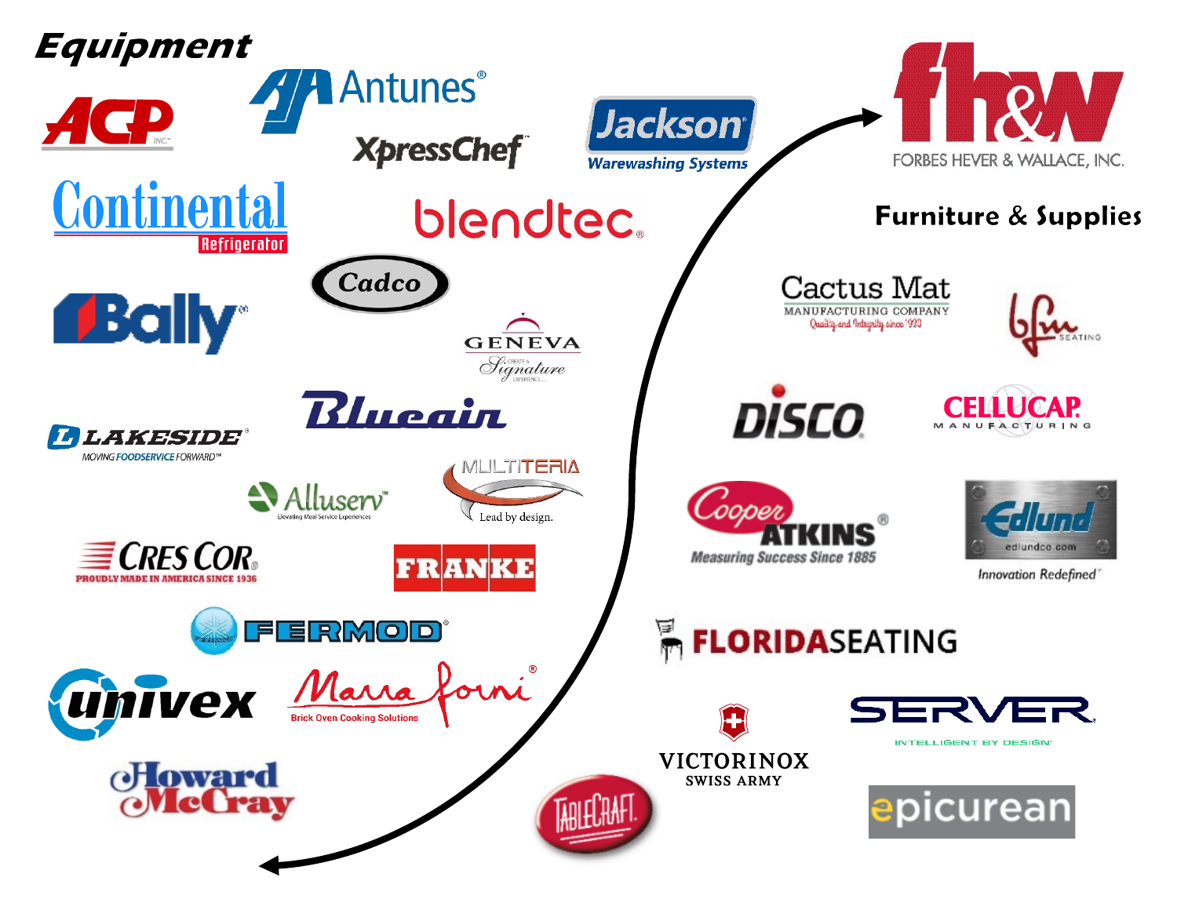## Equipment

ACP INC.

Antunes

XpressChef

Jackson Warewashing Systems

Continental Refrigerator

blendtec

Cadco

Bally

GENEVA Signature CREATE A EXPERIENCE...

Blueair

LAKESIDE MOVING FOODSERVICE FORWARD™

Alluserv Elevating Meal Service Experiences

MULTITERIA Lead by design.

CRES COR PROUDLY MADE IN AMERICA SINCE 1936

FRANKE

FERMOD

univex

Marra forni Brick Oven Cooking Solutions

Howard McCray

## fh&w

FORBES HEVER & WALLACE, INC.

## Furniture & Supplies

Cactus Mat MANUFACTURING COMPANY Quality and Integrity since 1993

bfm SEATING

DISCO

CELLUCAP MANUFACTURING

Cooper ATKINS Measuring Success Since 1885

Edlund edlundco.com Innovation Redefined

FLORIDASEATING

VICTORINOX SWISS ARMY

SERVER INTELLIGENT BY DESIGN

TABLECRAFT

epicurean